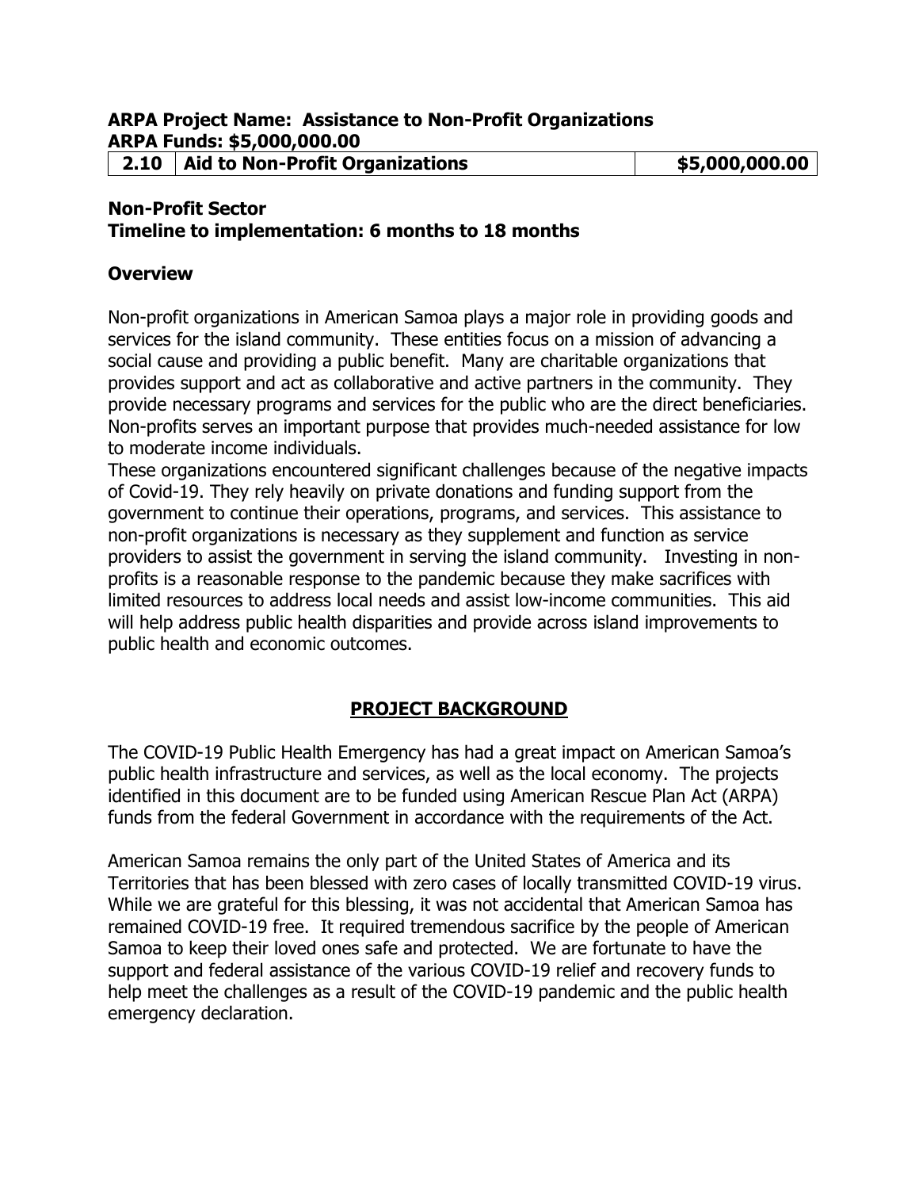**ARPA Project Name: Assistance to Non-Profit Organizations**
**ARPA Funds: $5,000,000.00**

| 2.10 | Aid to Non-Profit Organizations | $5,000,000.00 |
|---|---|---|

**Non-Profit Sector**
**Timeline to implementation: 6 months to 18 months**

**Overview**

Non-profit organizations in American Samoa plays a major role in providing goods and services for the island community. These entities focus on a mission of advancing a social cause and providing a public benefit. Many are charitable organizations that provides support and act as collaborative and active partners in the community. They provide necessary programs and services for the public who are the direct beneficiaries. Non-profits serves an important purpose that provides much-needed assistance for low to moderate income individuals.
These organizations encountered significant challenges because of the negative impacts of Covid-19. They rely heavily on private donations and funding support from the government to continue their operations, programs, and services. This assistance to non-profit organizations is necessary as they supplement and function as service providers to assist the government in serving the island community. Investing in non-profits is a reasonable response to the pandemic because they make sacrifices with limited resources to address local needs and assist low-income communities. This aid will help address public health disparities and provide across island improvements to public health and economic outcomes.

## PROJECT BACKGROUND

The COVID-19 Public Health Emergency has had a great impact on American Samoa's public health infrastructure and services, as well as the local economy. The projects identified in this document are to be funded using American Rescue Plan Act (ARPA) funds from the federal Government in accordance with the requirements of the Act.

American Samoa remains the only part of the United States of America and its Territories that has been blessed with zero cases of locally transmitted COVID-19 virus. While we are grateful for this blessing, it was not accidental that American Samoa has remained COVID-19 free. It required tremendous sacrifice by the people of American Samoa to keep their loved ones safe and protected. We are fortunate to have the support and federal assistance of the various COVID-19 relief and recovery funds to help meet the challenges as a result of the COVID-19 pandemic and the public health emergency declaration.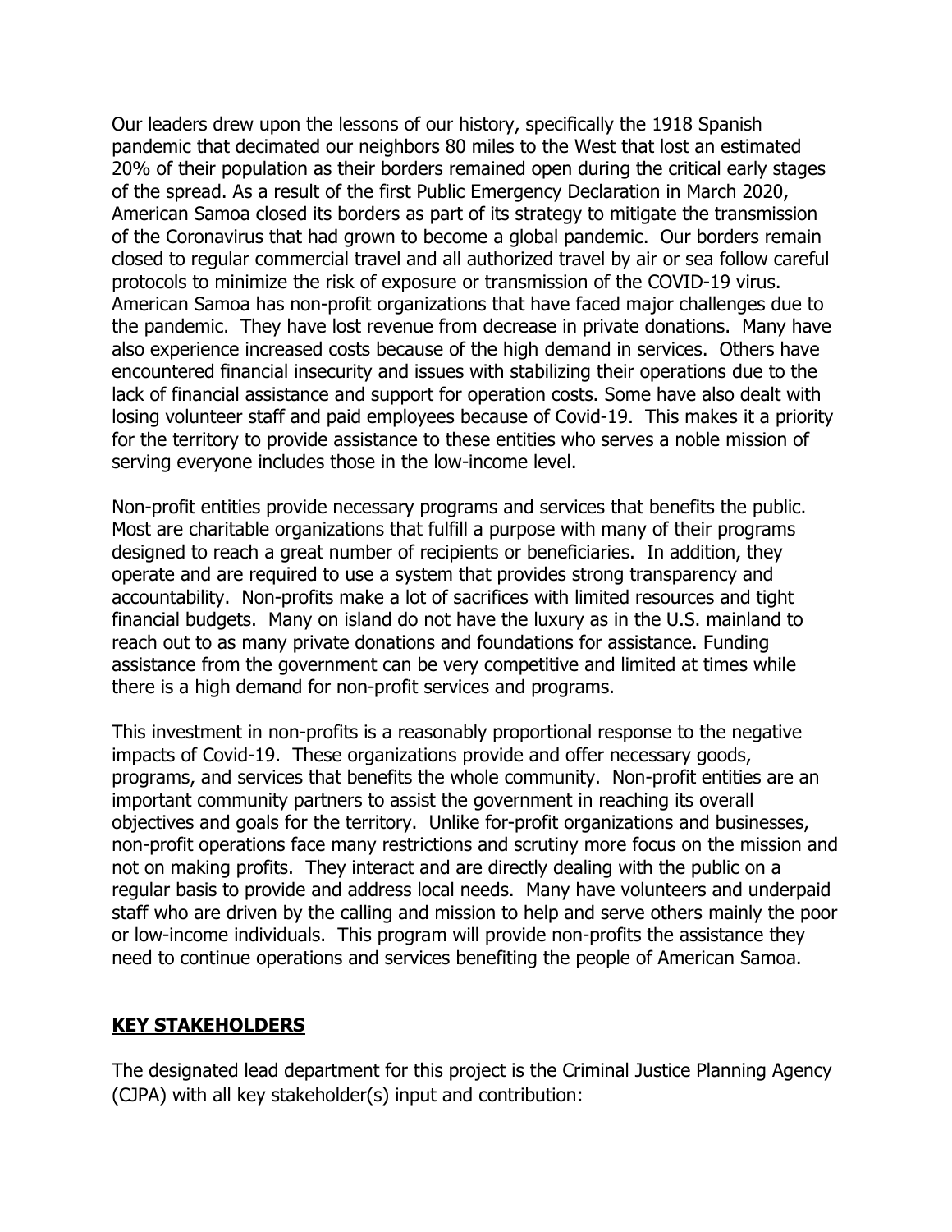Our leaders drew upon the lessons of our history, specifically the 1918 Spanish pandemic that decimated our neighbors 80 miles to the West that lost an estimated 20% of their population as their borders remained open during the critical early stages of the spread. As a result of the first Public Emergency Declaration in March 2020, American Samoa closed its borders as part of its strategy to mitigate the transmission of the Coronavirus that had grown to become a global pandemic. Our borders remain closed to regular commercial travel and all authorized travel by air or sea follow careful protocols to minimize the risk of exposure or transmission of the COVID-19 virus. American Samoa has non-profit organizations that have faced major challenges due to the pandemic. They have lost revenue from decrease in private donations. Many have also experience increased costs because of the high demand in services. Others have encountered financial insecurity and issues with stabilizing their operations due to the lack of financial assistance and support for operation costs. Some have also dealt with losing volunteer staff and paid employees because of Covid-19. This makes it a priority for the territory to provide assistance to these entities who serves a noble mission of serving everyone includes those in the low-income level.

Non-profit entities provide necessary programs and services that benefits the public. Most are charitable organizations that fulfill a purpose with many of their programs designed to reach a great number of recipients or beneficiaries. In addition, they operate and are required to use a system that provides strong transparency and accountability. Non-profits make a lot of sacrifices with limited resources and tight financial budgets. Many on island do not have the luxury as in the U.S. mainland to reach out to as many private donations and foundations for assistance. Funding assistance from the government can be very competitive and limited at times while there is a high demand for non-profit services and programs.

This investment in non-profits is a reasonably proportional response to the negative impacts of Covid-19. These organizations provide and offer necessary goods, programs, and services that benefits the whole community. Non-profit entities are an important community partners to assist the government in reaching its overall objectives and goals for the territory. Unlike for-profit organizations and businesses, non-profit operations face many restrictions and scrutiny more focus on the mission and not on making profits. They interact and are directly dealing with the public on a regular basis to provide and address local needs. Many have volunteers and underpaid staff who are driven by the calling and mission to help and serve others mainly the poor or low-income individuals. This program will provide non-profits the assistance they need to continue operations and services benefiting the people of American Samoa.

## KEY STAKEHOLDERS

The designated lead department for this project is the Criminal Justice Planning Agency (CJPA) with all key stakeholder(s) input and contribution: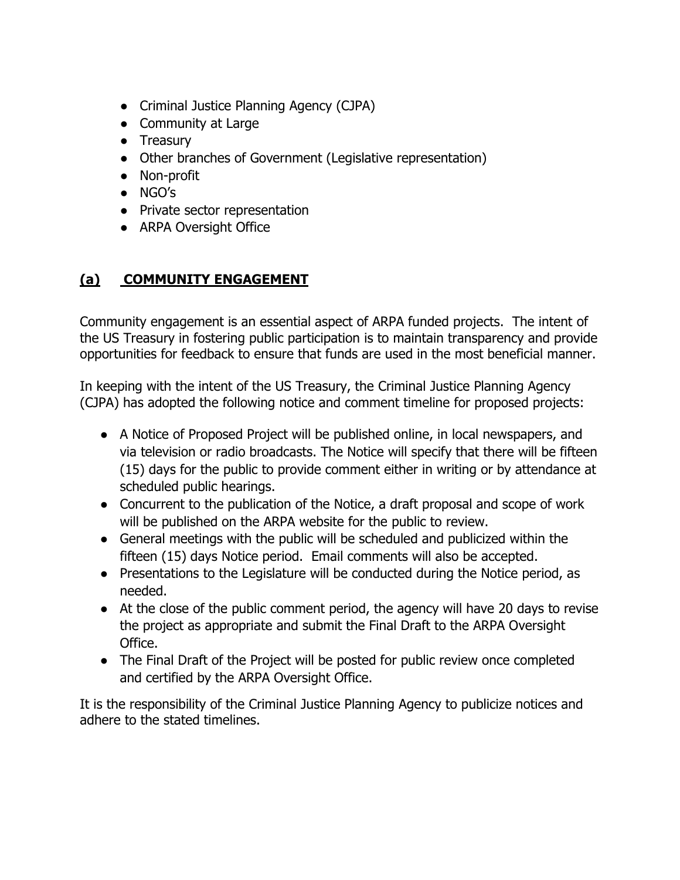- Criminal Justice Planning Agency (CJPA)
- Community at Large
- Treasury
- Other branches of Government (Legislative representation)
- Non-profit
- NGO's
- Private sector representation
- ARPA Oversight Office

## (a) COMMUNITY ENGAGEMENT

Community engagement is an essential aspect of ARPA funded projects. The intent of the US Treasury in fostering public participation is to maintain transparency and provide opportunities for feedback to ensure that funds are used in the most beneficial manner.

In keeping with the intent of the US Treasury, the Criminal Justice Planning Agency (CJPA) has adopted the following notice and comment timeline for proposed projects:

- A Notice of Proposed Project will be published online, in local newspapers, and via television or radio broadcasts. The Notice will specify that there will be fifteen (15) days for the public to provide comment either in writing or by attendance at scheduled public hearings.
- Concurrent to the publication of the Notice, a draft proposal and scope of work will be published on the ARPA website for the public to review.
- General meetings with the public will be scheduled and publicized within the fifteen (15) days Notice period. Email comments will also be accepted.
- Presentations to the Legislature will be conducted during the Notice period, as needed.
- At the close of the public comment period, the agency will have 20 days to revise the project as appropriate and submit the Final Draft to the ARPA Oversight Office.
- The Final Draft of the Project will be posted for public review once completed and certified by the ARPA Oversight Office.

It is the responsibility of the Criminal Justice Planning Agency to publicize notices and adhere to the stated timelines.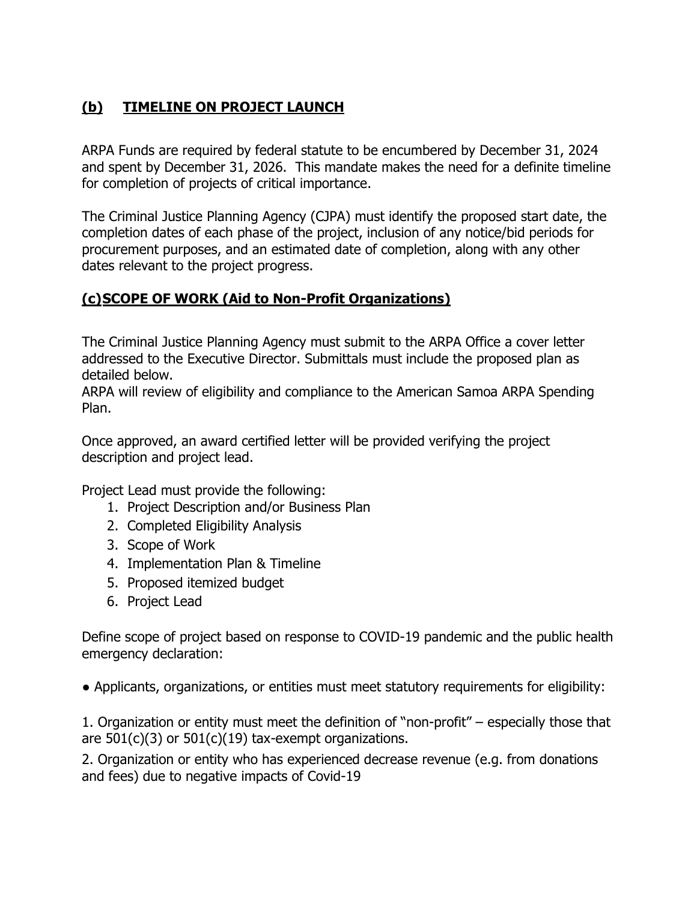## (b) TIMELINE ON PROJECT LAUNCH

ARPA Funds are required by federal statute to be encumbered by December 31, 2024 and spent by December 31, 2026. This mandate makes the need for a definite timeline for completion of projects of critical importance.

The Criminal Justice Planning Agency (CJPA) must identify the proposed start date, the completion dates of each phase of the project, inclusion of any notice/bid periods for procurement purposes, and an estimated date of completion, along with any other dates relevant to the project progress.

## (c) SCOPE OF WORK (Aid to Non-Profit Organizations)

The Criminal Justice Planning Agency must submit to the ARPA Office a cover letter addressed to the Executive Director. Submittals must include the proposed plan as detailed below.
ARPA will review of eligibility and compliance to the American Samoa ARPA Spending Plan.

Once approved, an award certified letter will be provided verifying the project description and project lead.

Project Lead must provide the following:

1. Project Description and/or Business Plan
2. Completed Eligibility Analysis
3. Scope of Work
4. Implementation Plan & Timeline
5. Proposed itemized budget
6. Project Lead

Define scope of project based on response to COVID-19 pandemic and the public health emergency declaration:

● Applicants, organizations, or entities must meet statutory requirements for eligibility:

1. Organization or entity must meet the definition of "non-profit" – especially those that are 501(c)(3) or 501(c)(19) tax-exempt organizations.

2. Organization or entity who has experienced decrease revenue (e.g. from donations and fees) due to negative impacts of Covid-19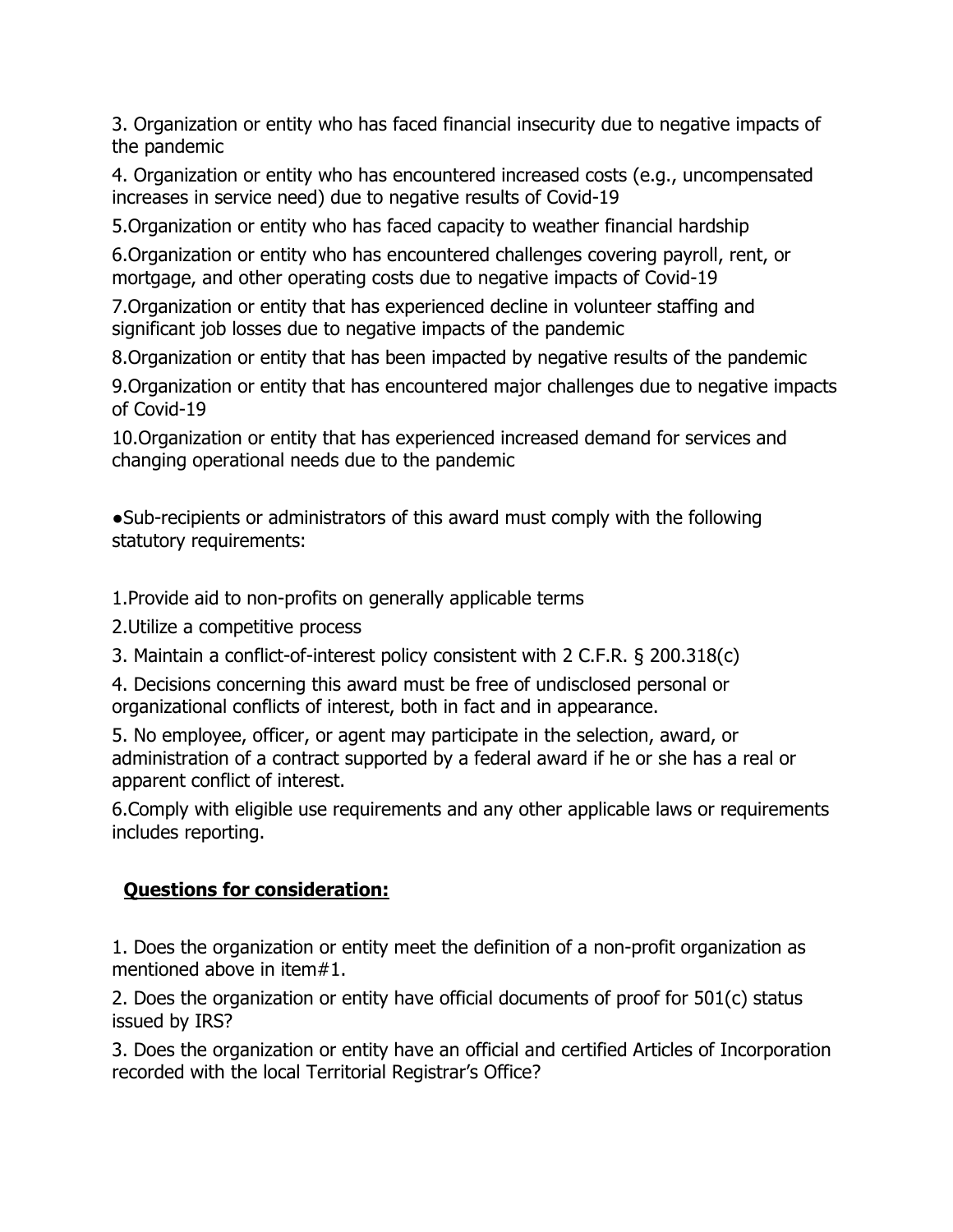3. Organization or entity who has faced financial insecurity due to negative impacts of the pandemic

4. Organization or entity who has encountered increased costs (e.g., uncompensated increases in service need) due to negative results of Covid-19

5.Organization or entity who has faced capacity to weather financial hardship

6.Organization or entity who has encountered challenges covering payroll, rent, or mortgage, and other operating costs due to negative impacts of Covid-19

7.Organization or entity that has experienced decline in volunteer staffing and significant job losses due to negative impacts of the pandemic

8.Organization or entity that has been impacted by negative results of the pandemic

9.Organization or entity that has encountered major challenges due to negative impacts of Covid-19

10.Organization or entity that has experienced increased demand for services and changing operational needs due to the pandemic

●Sub-recipients or administrators of this award must comply with the following statutory requirements:

1.Provide aid to non-profits on generally applicable terms

2.Utilize a competitive process

3. Maintain a conflict-of-interest policy consistent with 2 C.F.R. § 200.318(c)

4. Decisions concerning this award must be free of undisclosed personal or organizational conflicts of interest, both in fact and in appearance.

5. No employee, officer, or agent may participate in the selection, award, or administration of a contract supported by a federal award if he or she has a real or apparent conflict of interest.

6.Comply with eligible use requirements and any other applicable laws or requirements includes reporting.

**Questions for consideration:**

1. Does the organization or entity meet the definition of a non-profit organization as mentioned above in item#1.

2. Does the organization or entity have official documents of proof for 501(c) status issued by IRS?

3. Does the organization or entity have an official and certified Articles of Incorporation recorded with the local Territorial Registrar's Office?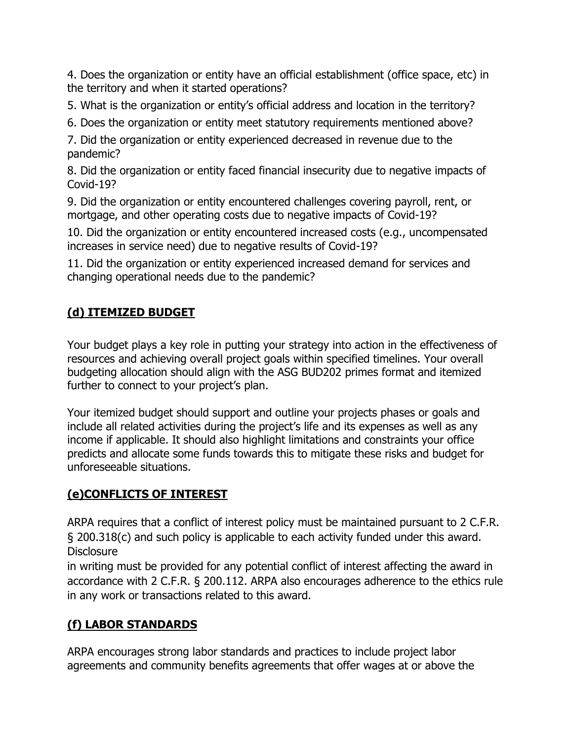4. Does the organization or entity have an official establishment (office space, etc) in the territory and when it started operations?

5. What is the organization or entity's official address and location in the territory?

6. Does the organization or entity meet statutory requirements mentioned above?

7. Did the organization or entity experienced decreased in revenue due to the pandemic?

8. Did the organization or entity faced financial insecurity due to negative impacts of Covid-19?

9. Did the organization or entity encountered challenges covering payroll, rent, or mortgage, and other operating costs due to negative impacts of Covid-19?

10. Did the organization or entity encountered increased costs (e.g., uncompensated increases in service need) due to negative results of Covid-19?

11. Did the organization or entity experienced increased demand for services and changing operational needs due to the pandemic?

## (d) ITEMIZED BUDGET

Your budget plays a key role in putting your strategy into action in the effectiveness of resources and achieving overall project goals within specified timelines. Your overall budgeting allocation should align with the ASG BUD202 primes format and itemized further to connect to your project's plan.

Your itemized budget should support and outline your projects phases or goals and include all related activities during the project's life and its expenses as well as any income if applicable. It should also highlight limitations and constraints your office predicts and allocate some funds towards this to mitigate these risks and budget for unforeseeable situations.

## (e)CONFLICTS OF INTEREST

ARPA requires that a conflict of interest policy must be maintained pursuant to 2 C.F.R. § 200.318(c) and such policy is applicable to each activity funded under this award. Disclosure
in writing must be provided for any potential conflict of interest affecting the award in accordance with 2 C.F.R. § 200.112. ARPA also encourages adherence to the ethics rule in any work or transactions related to this award.

## (f) LABOR STANDARDS

ARPA encourages strong labor standards and practices to include project labor agreements and community benefits agreements that offer wages at or above the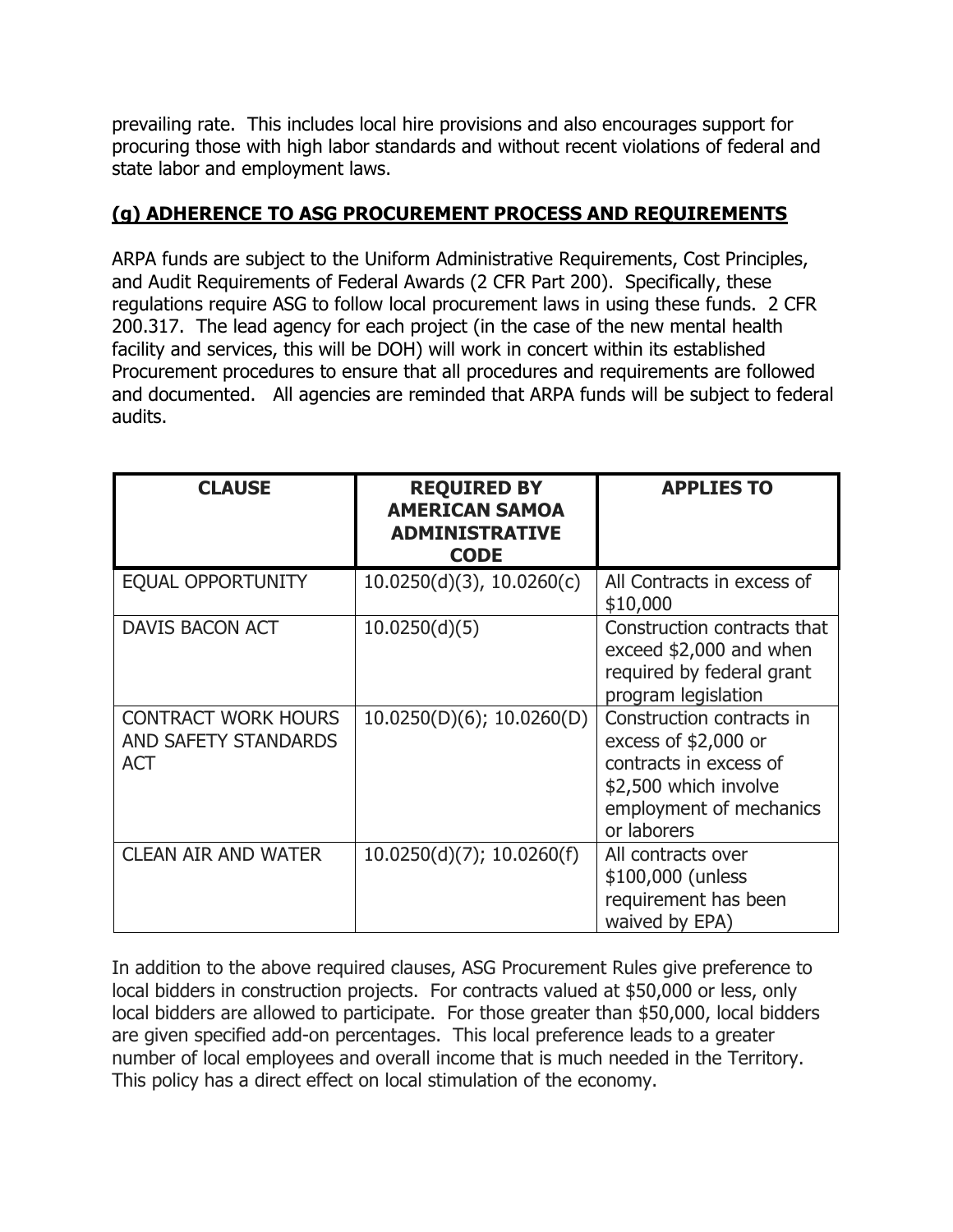prevailing rate. This includes local hire provisions and also encourages support for procuring those with high labor standards and without recent violations of federal and state labor and employment laws.

## (g) ADHERENCE TO ASG PROCUREMENT PROCESS AND REQUIREMENTS

ARPA funds are subject to the Uniform Administrative Requirements, Cost Principles, and Audit Requirements of Federal Awards (2 CFR Part 200). Specifically, these regulations require ASG to follow local procurement laws in using these funds. 2 CFR 200.317. The lead agency for each project (in the case of the new mental health facility and services, this will be DOH) will work in concert within its established Procurement procedures to ensure that all procedures and requirements are followed and documented. All agencies are reminded that ARPA funds will be subject to federal audits.

| CLAUSE | REQUIRED BY AMERICAN SAMOA ADMINISTRATIVE CODE | APPLIES TO |
|---|---|---|
| EQUAL OPPORTUNITY | 10.0250(d)(3), 10.0260(c) | All Contracts in excess of $10,000 |
| DAVIS BACON ACT | 10.0250(d)(5) | Construction contracts that exceed $2,000 and when required by federal grant program legislation |
| CONTRACT WORK HOURS AND SAFETY STANDARDS ACT | 10.0250(D)(6); 10.0260(D) | Construction contracts in excess of $2,000 or contracts in excess of $2,500 which involve employment of mechanics or laborers |
| CLEAN AIR AND WATER | 10.0250(d)(7); 10.0260(f) | All contracts over $100,000 (unless requirement has been waived by EPA) |

In addition to the above required clauses, ASG Procurement Rules give preference to local bidders in construction projects. For contracts valued at $50,000 or less, only local bidders are allowed to participate. For those greater than $50,000, local bidders are given specified add-on percentages. This local preference leads to a greater number of local employees and overall income that is much needed in the Territory. This policy has a direct effect on local stimulation of the economy.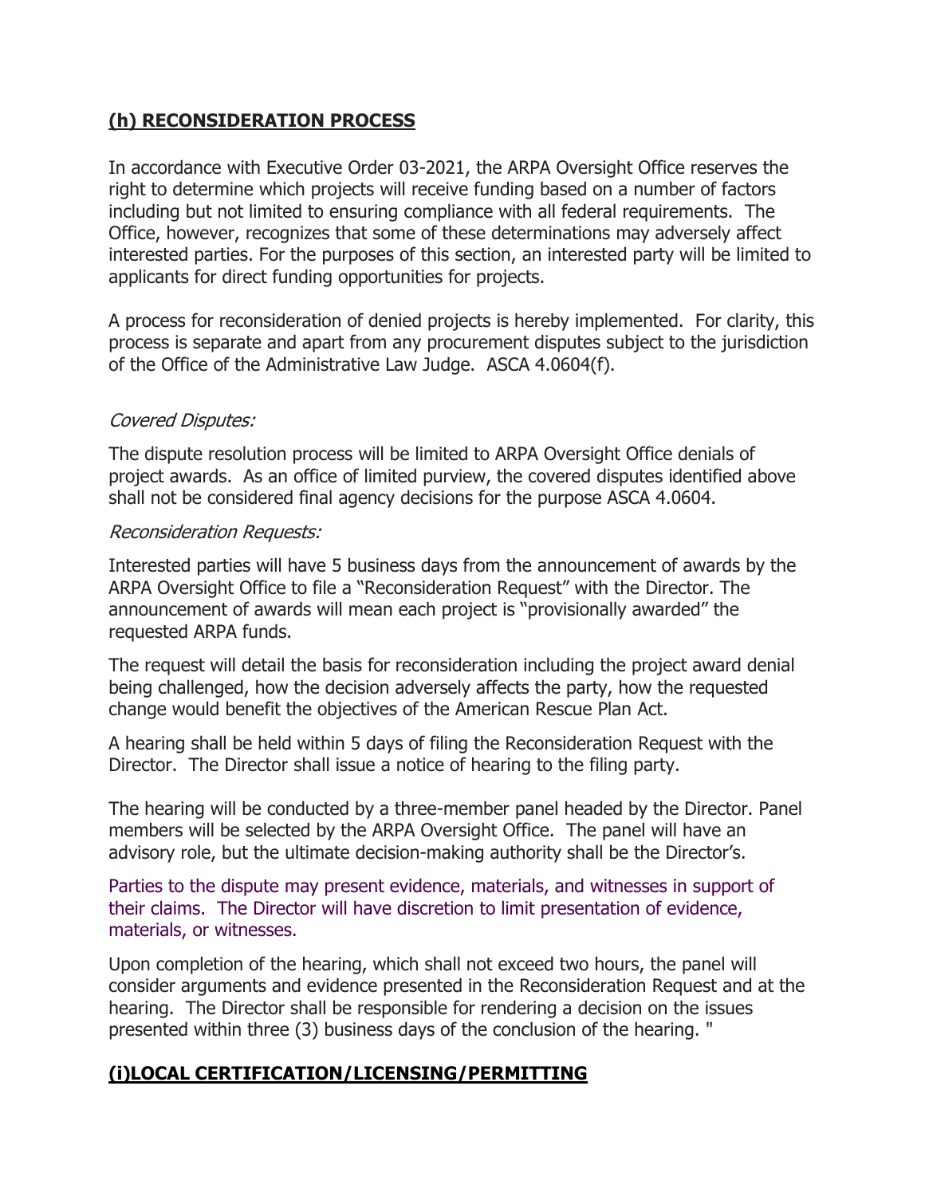## **(h) RECONSIDERATION PROCESS**

In accordance with Executive Order 03-2021, the ARPA Oversight Office reserves the right to determine which projects will receive funding based on a number of factors including but not limited to ensuring compliance with all federal requirements. The Office, however, recognizes that some of these determinations may adversely affect interested parties. For the purposes of this section, an interested party will be limited to applicants for direct funding opportunities for projects.

A process for reconsideration of denied projects is hereby implemented. For clarity, this process is separate and apart from any procurement disputes subject to the jurisdiction of the Office of the Administrative Law Judge. ASCA 4.0604(f).

*Covered Disputes:*

The dispute resolution process will be limited to ARPA Oversight Office denials of project awards. As an office of limited purview, the covered disputes identified above shall not be considered final agency decisions for the purpose ASCA 4.0604.

*Reconsideration Requests:*

Interested parties will have 5 business days from the announcement of awards by the ARPA Oversight Office to file a "Reconsideration Request" with the Director. The announcement of awards will mean each project is "provisionally awarded" the requested ARPA funds.

The request will detail the basis for reconsideration including the project award denial being challenged, how the decision adversely affects the party, how the requested change would benefit the objectives of the American Rescue Plan Act.

A hearing shall be held within 5 days of filing the Reconsideration Request with the Director. The Director shall issue a notice of hearing to the filing party.

The hearing will be conducted by a three-member panel headed by the Director. Panel members will be selected by the ARPA Oversight Office. The panel will have an advisory role, but the ultimate decision-making authority shall be the Director's.

Parties to the dispute may present evidence, materials, and witnesses in support of their claims. The Director will have discretion to limit presentation of evidence, materials, or witnesses.

Upon completion of the hearing, which shall not exceed two hours, the panel will consider arguments and evidence presented in the Reconsideration Request and at the hearing. The Director shall be responsible for rendering a decision on the issues presented within three (3) business days of the conclusion of the hearing. "

## **(i)LOCAL CERTIFICATION/LICENSING/PERMITTING**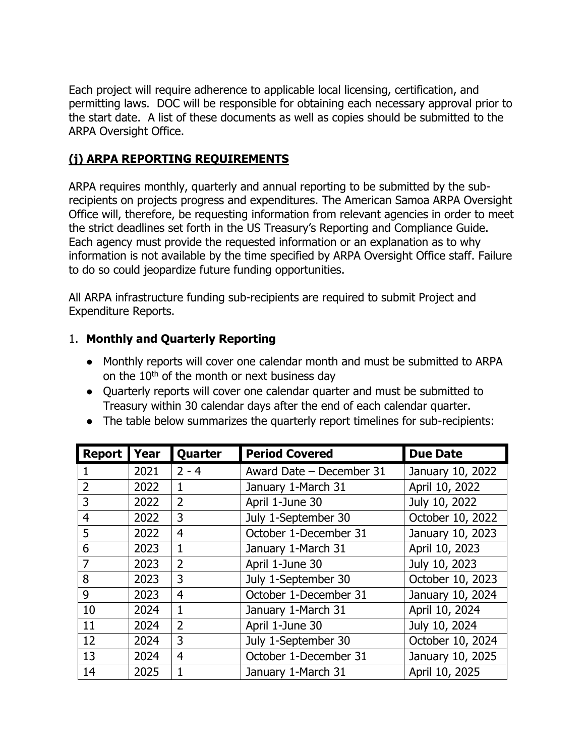Each project will require adherence to applicable local licensing, certification, and permitting laws. DOC will be responsible for obtaining each necessary approval prior to the start date. A list of these documents as well as copies should be submitted to the ARPA Oversight Office.

## (j) ARPA REPORTING REQUIREMENTS

ARPA requires monthly, quarterly and annual reporting to be submitted by the sub-recipients on projects progress and expenditures. The American Samoa ARPA Oversight Office will, therefore, be requesting information from relevant agencies in order to meet the strict deadlines set forth in the US Treasury's Reporting and Compliance Guide. Each agency must provide the requested information or an explanation as to why information is not available by the time specified by ARPA Oversight Office staff. Failure to do so could jeopardize future funding opportunities.

All ARPA infrastructure funding sub-recipients are required to submit Project and Expenditure Reports.

1. **Monthly and Quarterly Reporting**

- Monthly reports will cover one calendar month and must be submitted to ARPA on the 10th of the month or next business day
- Quarterly reports will cover one calendar quarter and must be submitted to Treasury within 30 calendar days after the end of each calendar quarter.
- The table below summarizes the quarterly report timelines for sub-recipients:

| Report | Year | Quarter | Period Covered | Due Date |
|---|---|---|---|---|
| 1 | 2021 | 2 - 4 | Award Date – December 31 | January 10, 2022 |
| 2 | 2022 | 1 | January 1-March 31 | April 10, 2022 |
| 3 | 2022 | 2 | April 1-June 30 | July 10, 2022 |
| 4 | 2022 | 3 | July 1-September 30 | October 10, 2022 |
| 5 | 2022 | 4 | October 1-December 31 | January 10, 2023 |
| 6 | 2023 | 1 | January 1-March 31 | April 10, 2023 |
| 7 | 2023 | 2 | April 1-June 30 | July 10, 2023 |
| 8 | 2023 | 3 | July 1-September 30 | October 10, 2023 |
| 9 | 2023 | 4 | October 1-December 31 | January 10, 2024 |
| 10 | 2024 | 1 | January 1-March 31 | April 10, 2024 |
| 11 | 2024 | 2 | April 1-June 30 | July 10, 2024 |
| 12 | 2024 | 3 | July 1-September 30 | October 10, 2024 |
| 13 | 2024 | 4 | October 1-December 31 | January 10, 2025 |
| 14 | 2025 | 1 | January 1-March 31 | April 10, 2025 |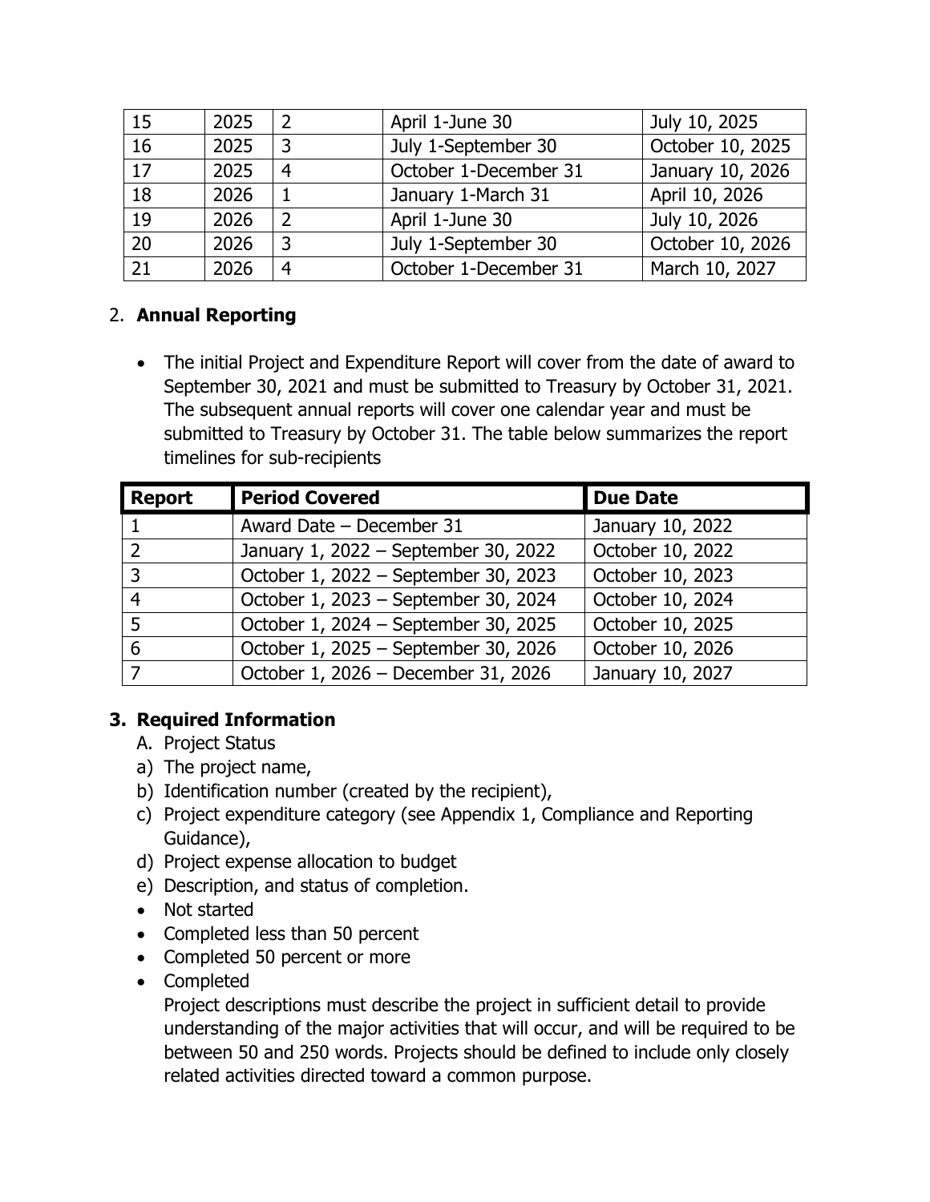| 15 | 2025 | 2 | April 1-June 30 | July 10, 2025 |
|---|---|---|---|---|
| 16 | 2025 | 3 | July 1-September 30 | October 10, 2025 |
| 17 | 2025 | 4 | October 1-December 31 | January 10, 2026 |
| 18 | 2026 | 1 | January 1-March 31 | April 10, 2026 |
| 19 | 2026 | 2 | April 1-June 30 | July 10, 2026 |
| 20 | 2026 | 3 | July 1-September 30 | October 10, 2026 |
| 21 | 2026 | 4 | October 1-December 31 | March 10, 2027 |

2. **Annual Reporting**

- The initial Project and Expenditure Report will cover from the date of award to September 30, 2021 and must be submitted to Treasury by October 31, 2021. The subsequent annual reports will cover one calendar year and must be submitted to Treasury by October 31. The table below summarizes the report timelines for sub-recipients

| Report | Period Covered | Due Date |
|---|---|---|
| 1 | Award Date – December 31 | January 10, 2022 |
| 2 | January 1, 2022 – September 30, 2022 | October 10, 2022 |
| 3 | October 1, 2022 – September 30, 2023 | October 10, 2023 |
| 4 | October 1, 2023 – September 30, 2024 | October 10, 2024 |
| 5 | October 1, 2024 – September 30, 2025 | October 10, 2025 |
| 6 | October 1, 2025 – September 30, 2026 | October 10, 2026 |
| 7 | October 1, 2026 – December 31, 2026 | January 10, 2027 |

**3. Required Information**

A. Project Status

a) The project name,
b) Identification number (created by the recipient),
c) Project expenditure category (see Appendix 1, Compliance and Reporting Guidance),
d) Project expense allocation to budget
e) Description, and status of completion.

- Not started
- Completed less than 50 percent
- Completed 50 percent or more
- Completed

Project descriptions must describe the project in sufficient detail to provide understanding of the major activities that will occur, and will be required to be between 50 and 250 words. Projects should be defined to include only closely related activities directed toward a common purpose.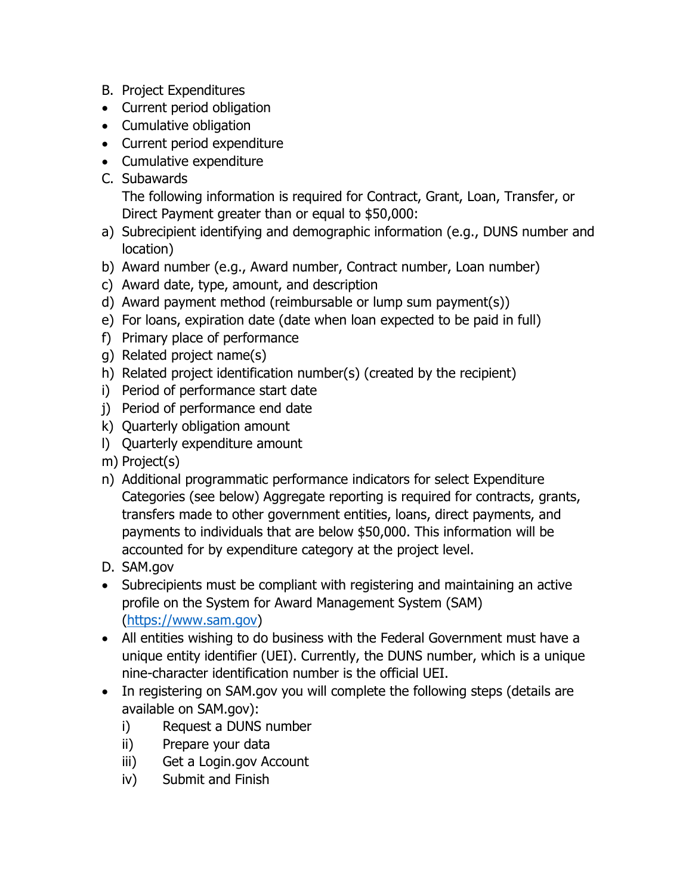B. Project Expenditures

- Current period obligation
- Cumulative obligation
- Current period expenditure
- Cumulative expenditure

C. Subawards

The following information is required for Contract, Grant, Loan, Transfer, or Direct Payment greater than or equal to $50,000:

a) Subrecipient identifying and demographic information (e.g., DUNS number and location)
b) Award number (e.g., Award number, Contract number, Loan number)
c) Award date, type, amount, and description
d) Award payment method (reimbursable or lump sum payment(s))
e) For loans, expiration date (date when loan expected to be paid in full)
f) Primary place of performance
g) Related project name(s)
h) Related project identification number(s) (created by the recipient)
i) Period of performance start date
j) Period of performance end date
k) Quarterly obligation amount
l) Quarterly expenditure amount
m) Project(s)
n) Additional programmatic performance indicators for select Expenditure Categories (see below) Aggregate reporting is required for contracts, grants, transfers made to other government entities, loans, direct payments, and payments to individuals that are below $50,000. This information will be accounted for by expenditure category at the project level.

D. SAM.gov

- Subrecipients must be compliant with registering and maintaining an active profile on the System for Award Management System (SAM) (https://www.sam.gov)
- All entities wishing to do business with the Federal Government must have a unique entity identifier (UEI). Currently, the DUNS number, which is a unique nine-character identification number is the official UEI.
- In registering on SAM.gov you will complete the following steps (details are available on SAM.gov):
  - i) Request a DUNS number
  - ii) Prepare your data
  - iii) Get a Login.gov Account
  - iv) Submit and Finish